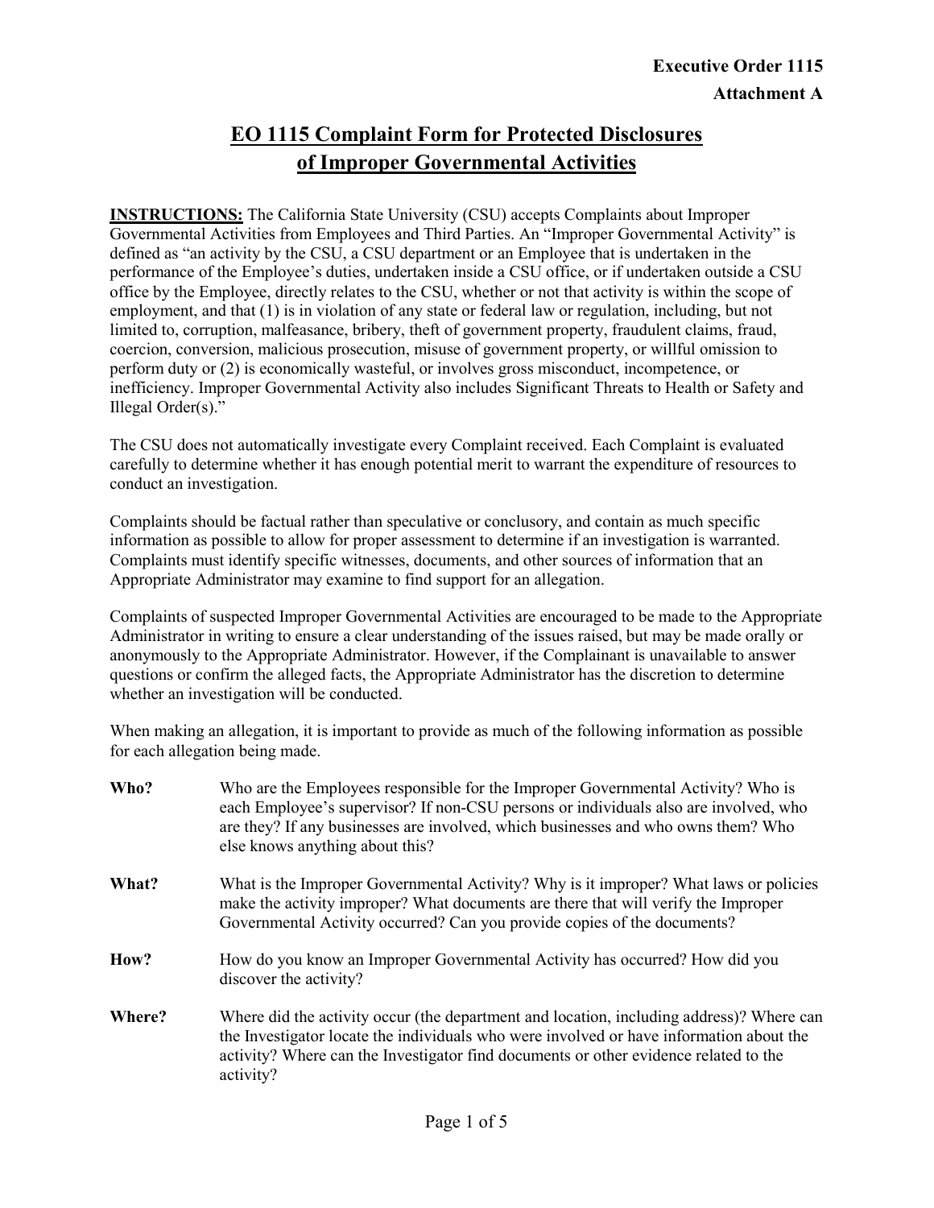**Executive Order 1115**

**Attachment A**

# EO 1115 Complaint Form for Protected Disclosures of Improper Governmental Activities

**INSTRUCTIONS:** The California State University (CSU) accepts Complaints about Improper Governmental Activities from Employees and Third Parties. An "Improper Governmental Activity" is defined as "an activity by the CSU, a CSU department or an Employee that is undertaken in the performance of the Employee's duties, undertaken inside a CSU office, or if undertaken outside a CSU office by the Employee, directly relates to the CSU, whether or not that activity is within the scope of employment, and that (1) is in violation of any state or federal law or regulation, including, but not limited to, corruption, malfeasance, bribery, theft of government property, fraudulent claims, fraud, coercion, conversion, malicious prosecution, misuse of government property, or willful omission to perform duty or (2) is economically wasteful, or involves gross misconduct, incompetence, or inefficiency. Improper Governmental Activity also includes Significant Threats to Health or Safety and Illegal Order(s)."

The CSU does not automatically investigate every Complaint received. Each Complaint is evaluated carefully to determine whether it has enough potential merit to warrant the expenditure of resources to conduct an investigation.

Complaints should be factual rather than speculative or conclusory, and contain as much specific information as possible to allow for proper assessment to determine if an investigation is warranted. Complaints must identify specific witnesses, documents, and other sources of information that an Appropriate Administrator may examine to find support for an allegation.

Complaints of suspected Improper Governmental Activities are encouraged to be made to the Appropriate Administrator in writing to ensure a clear understanding of the issues raised, but may be made orally or anonymously to the Appropriate Administrator. However, if the Complainant is unavailable to answer questions or confirm the alleged facts, the Appropriate Administrator has the discretion to determine whether an investigation will be conducted.

When making an allegation, it is important to provide as much of the following information as possible for each allegation being made.

**Who?** Who are the Employees responsible for the Improper Governmental Activity? Who is each Employee's supervisor? If non-CSU persons or individuals also are involved, who are they? If any businesses are involved, which businesses and who owns them? Who else knows anything about this?

**What?** What is the Improper Governmental Activity? Why is it improper? What laws or policies make the activity improper? What documents are there that will verify the Improper Governmental Activity occurred? Can you provide copies of the documents?

**How?** How do you know an Improper Governmental Activity has occurred? How did you discover the activity?

**Where?** Where did the activity occur (the department and location, including address)? Where can the Investigator locate the individuals who were involved or have information about the activity? Where can the Investigator find documents or other evidence related to the activity?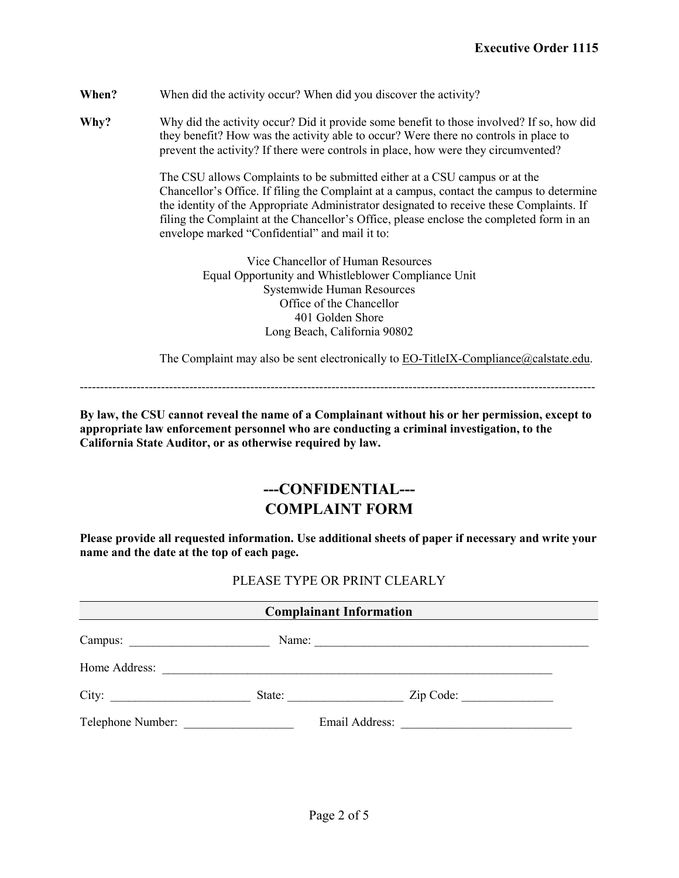**When?** When did the activity occur? When did you discover the activity?

**Why?** Why did the activity occur? Did it provide some benefit to those involved? If so, how did they benefit? How was the activity able to occur? Were there no controls in place to prevent the activity? If there were controls in place, how were they circumvented?

The CSU allows Complaints to be submitted either at a CSU campus or at the Chancellor's Office. If filing the Complaint at a campus, contact the campus to determine the identity of the Appropriate Administrator designated to receive these Complaints. If filing the Complaint at the Chancellor's Office, please enclose the completed form in an envelope marked "Confidential" and mail it to:

Vice Chancellor of Human Resources
Equal Opportunity and Whistleblower Compliance Unit
Systemwide Human Resources
Office of the Chancellor
401 Golden Shore
Long Beach, California 90802

The Complaint may also be sent electronically to EO-TitleIX-Compliance@calstate.edu.

---

**By law, the CSU cannot reveal the name of a Complainant without his or her permission, except to appropriate law enforcement personnel who are conducting a criminal investigation, to the California State Auditor, or as otherwise required by law.**

## ---CONFIDENTIAL---
## COMPLAINT FORM

**Please provide all requested information. Use additional sheets of paper if necessary and write your name and the date at the top of each page.**

PLEASE TYPE OR PRINT CLEARLY

### Complainant Information

Campus: _______________________ Name: _______________________________________________

Home Address: ___________________________________________________________________

City: _______________________ State: ___________________ Zip Code: _______________

Telephone Number: __________________ Email Address: ____________________________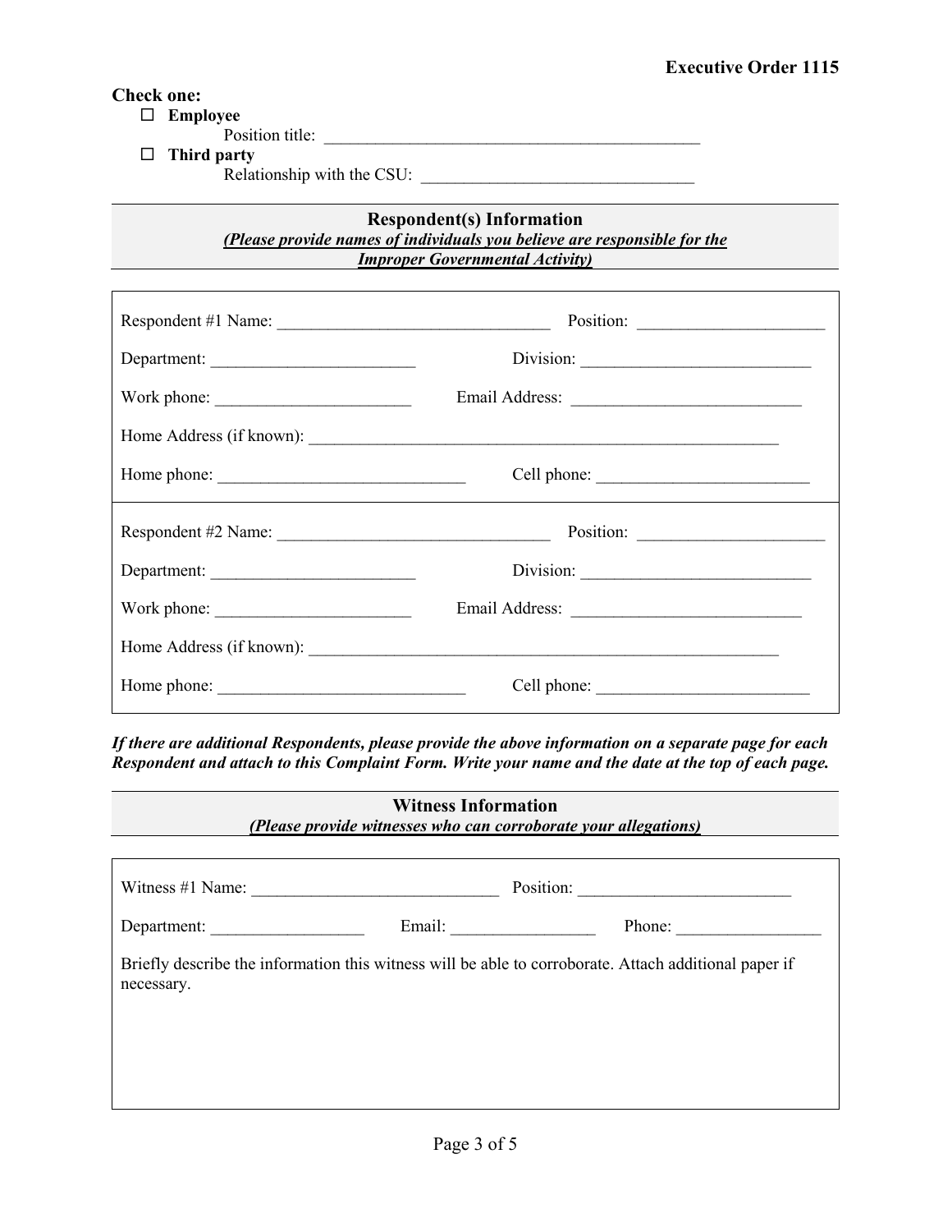**Check one:**

- ☐ **Employee**
  Position title: ____________________________________________
- ☐ **Third party**
  Relationship with the CSU: ________________________________

### Respondent(s) Information

***(Please provide names of individuals you believe are responsible for the Improper Governmental Activity)***

Respondent #1 Name: ________________________________ Position: ______________________

Department: ________________________ Division: ___________________________

Work phone: _______________________ Email Address: ___________________________

Home Address (if known): _________________________________________________________

Home phone: _____________________________ Cell phone: _________________________

Respondent #2 Name: ________________________________ Position: ______________________

Department: ________________________ Division: ___________________________

Work phone: _______________________ Email Address: ___________________________

Home Address (if known): _________________________________________________________

Home phone: _____________________________ Cell phone: _________________________

***If there are additional Respondents, please provide the above information on a separate page for each Respondent and attach to this Complaint Form. Write your name and the date at the top of each page.***

### Witness Information

***(Please provide witnesses who can corroborate your allegations)***

Witness #1 Name: _____________________________ Position: _________________________

Department: __________________ Email: _________________ Phone: _________________

Briefly describe the information this witness will be able to corroborate. Attach additional paper if necessary.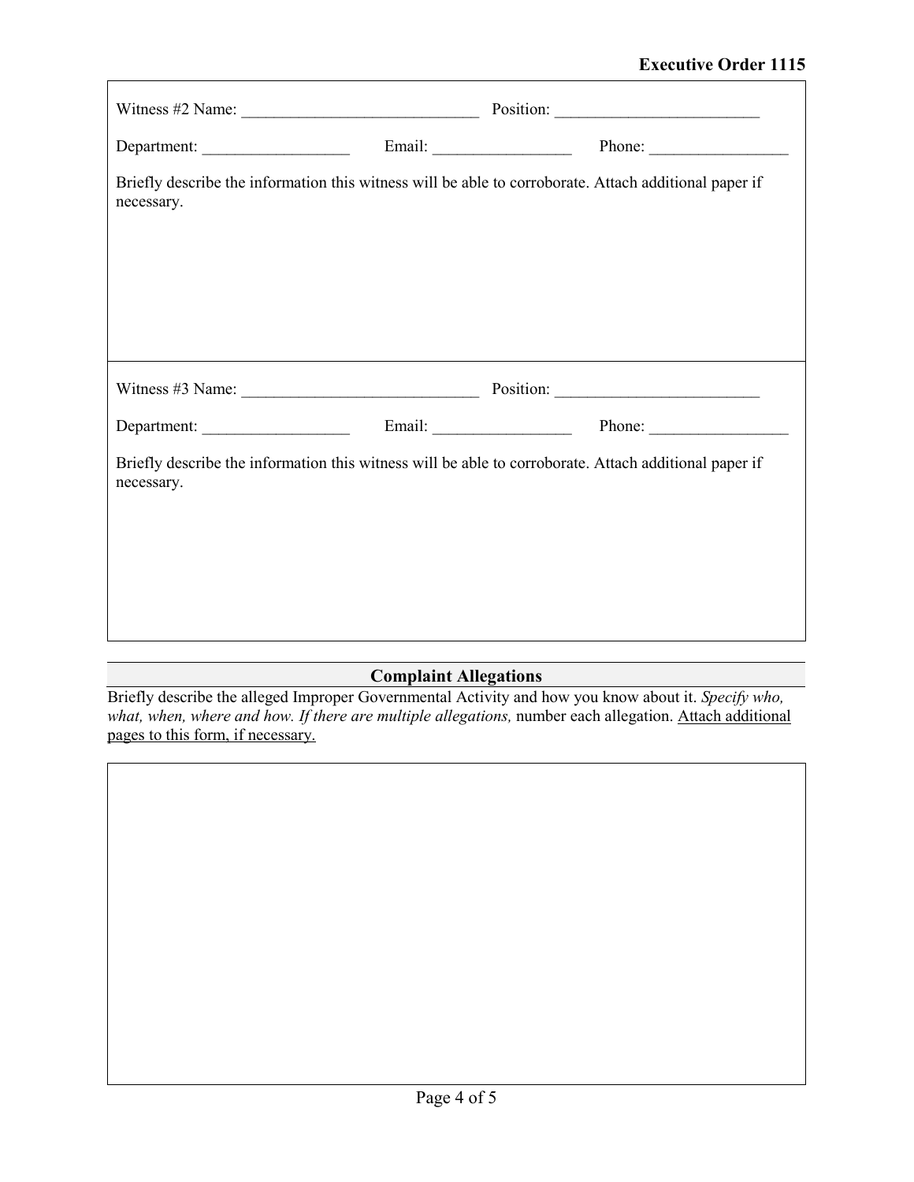Witness #2 Name: ______________________________ Position: _________________________

Department: __________________ Email: _________________ Phone: _________________

Briefly describe the information this witness will be able to corroborate. Attach additional paper if necessary.

Witness #3 Name: ______________________________ Position: _________________________

Department: __________________ Email: _________________ Phone: _________________

Briefly describe the information this witness will be able to corroborate. Attach additional paper if necessary.

## Complaint Allegations

Briefly describe the alleged Improper Governmental Activity and how you know about it. *Specify who, what, when, where and how. If there are multiple allegations,* number each allegation. <u>Attach additional pages to this form, if necessary.</u>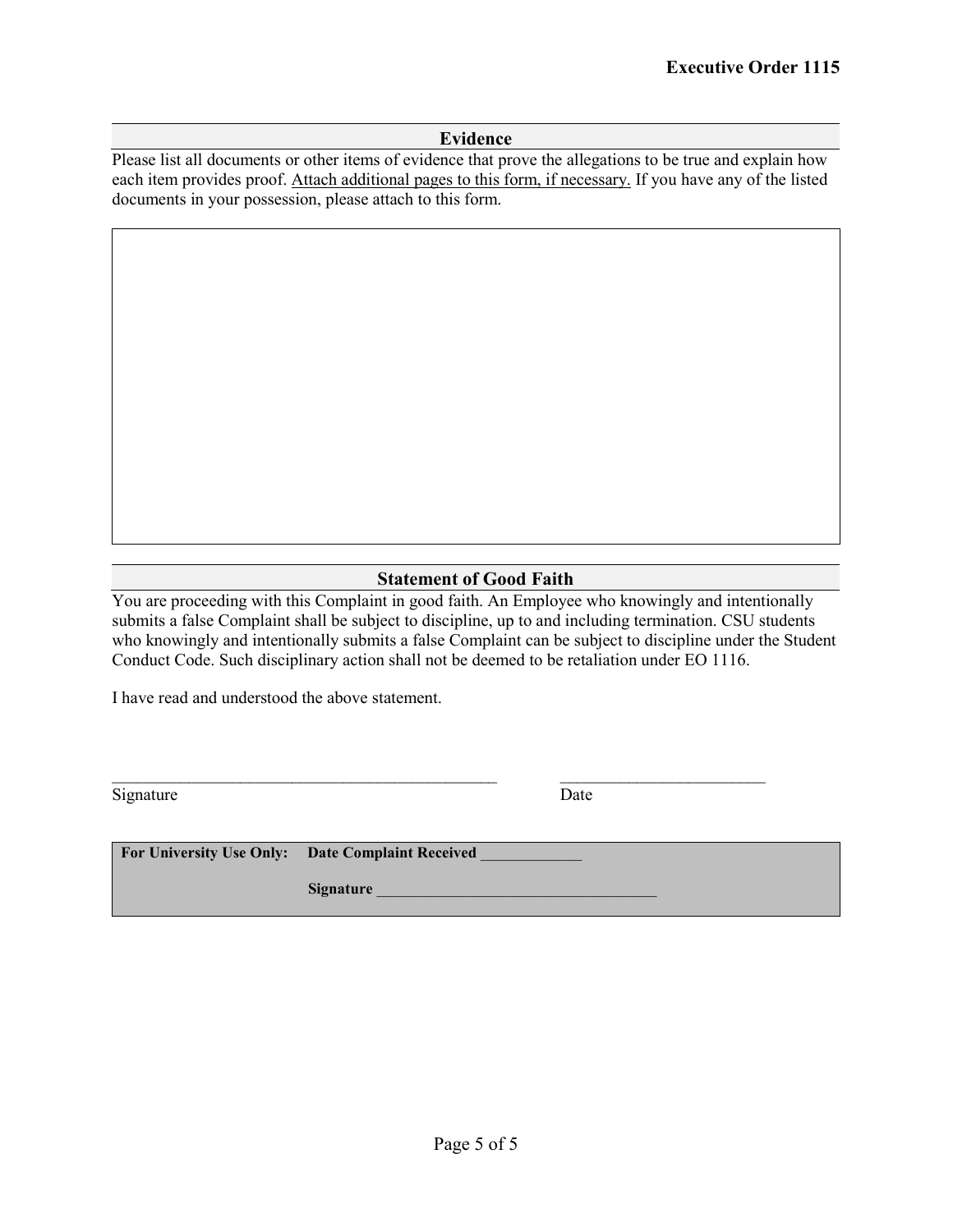## Evidence

Please list all documents or other items of evidence that prove the allegations to be true and explain how each item provides proof. Attach additional pages to this form, if necessary. If you have any of the listed documents in your possession, please attach to this form.

## Statement of Good Faith

You are proceeding with this Complaint in good faith. An Employee who knowingly and intentionally submits a false Complaint shall be subject to discipline, up to and including termination. CSU students who knowingly and intentionally submits a false Complaint can be subject to discipline under the Student Conduct Code. Such disciplinary action shall not be deemed to be retaliation under EO 1116.

I have read and understood the above statement.

_______________________________________________ _________________________

Signature Date

**For University Use Only:** **Date Complaint Received** _____________

**Signature** ___________________________________